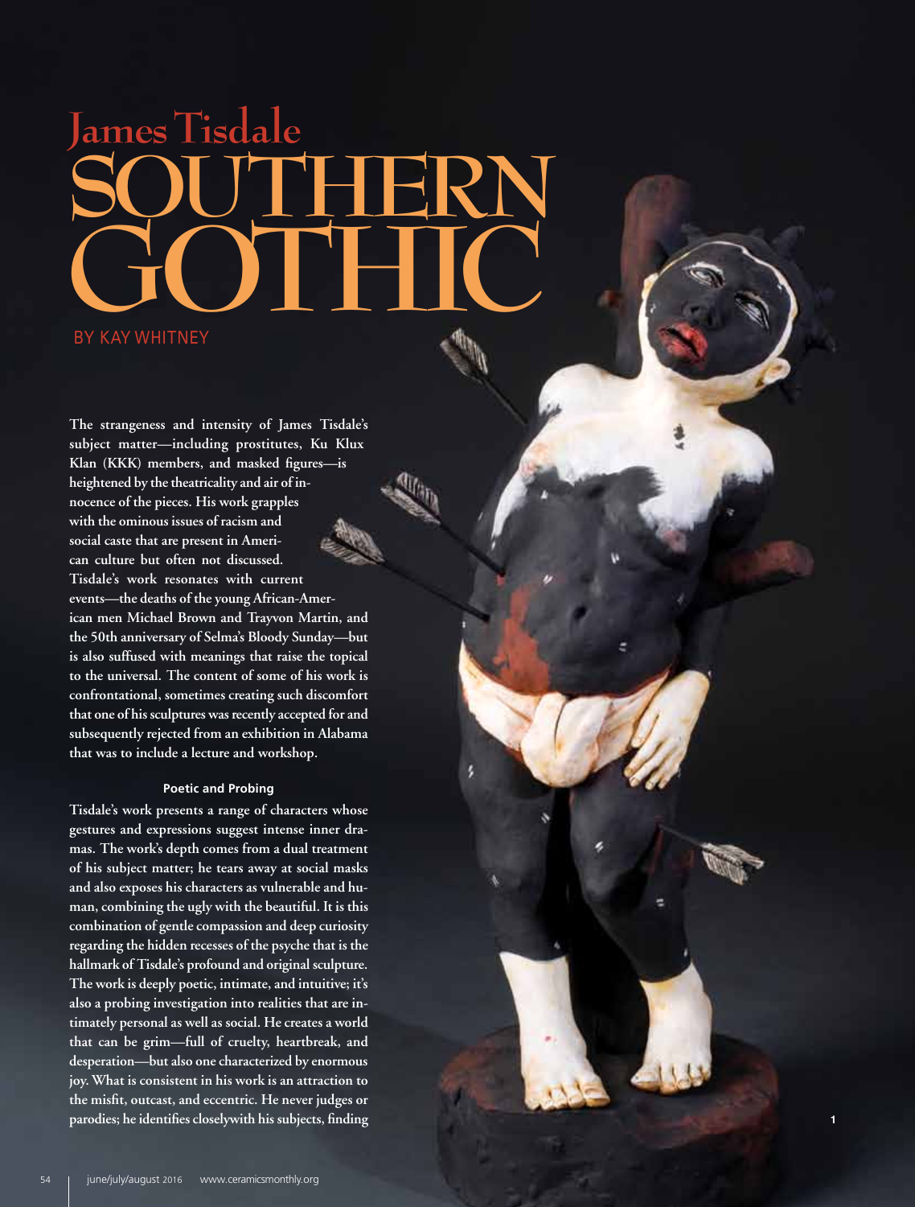# James Tisdale
# SOUTHERN GOTHIC

BY KAY WHITNEY

**The strangeness and intensity of James Tisdale's subject matter—including prostitutes, Ku Klux Klan (KKK) members, and masked figures—is heightened by the theatricality and air of innocence of the pieces. His work grapples with the ominous issues of racism and social caste that are present in American culture but often not discussed. Tisdale's work resonates with current events—the deaths of the young African-American men Michael Brown and Trayvon Martin, and the 50th anniversary of Selma's Bloody Sunday—but is also suffused with meanings that raise the topical to the universal. The content of some of his work is confrontational, sometimes creating such discomfort that one of his sculptures was recently accepted for and subsequently rejected from an exhibition in Alabama that was to include a lecture and workshop.**

### Poetic and Probing

**Tisdale's work presents a range of characters whose gestures and expressions suggest intense inner dramas. The work's depth comes from a dual treatment of his subject matter; he tears away at social masks and also exposes his characters as vulnerable and human, combining the ugly with the beautiful. It is this combination of gentle compassion and deep curiosity regarding the hidden recesses of the psyche that is the hallmark of Tisdale's profound and original sculpture. The work is deeply poetic, intimate, and intuitive; it's also a probing investigation into realities that are intimately personal as well as social. He creates a world that can be grim—full of cruelty, heartbreak, and desperation—but also one characterized by enormous joy. What is consistent in his work is an attraction to the misfit, outcast, and eccentric. He never judges or parodies; he identifies closelywith his subjects, finding**

1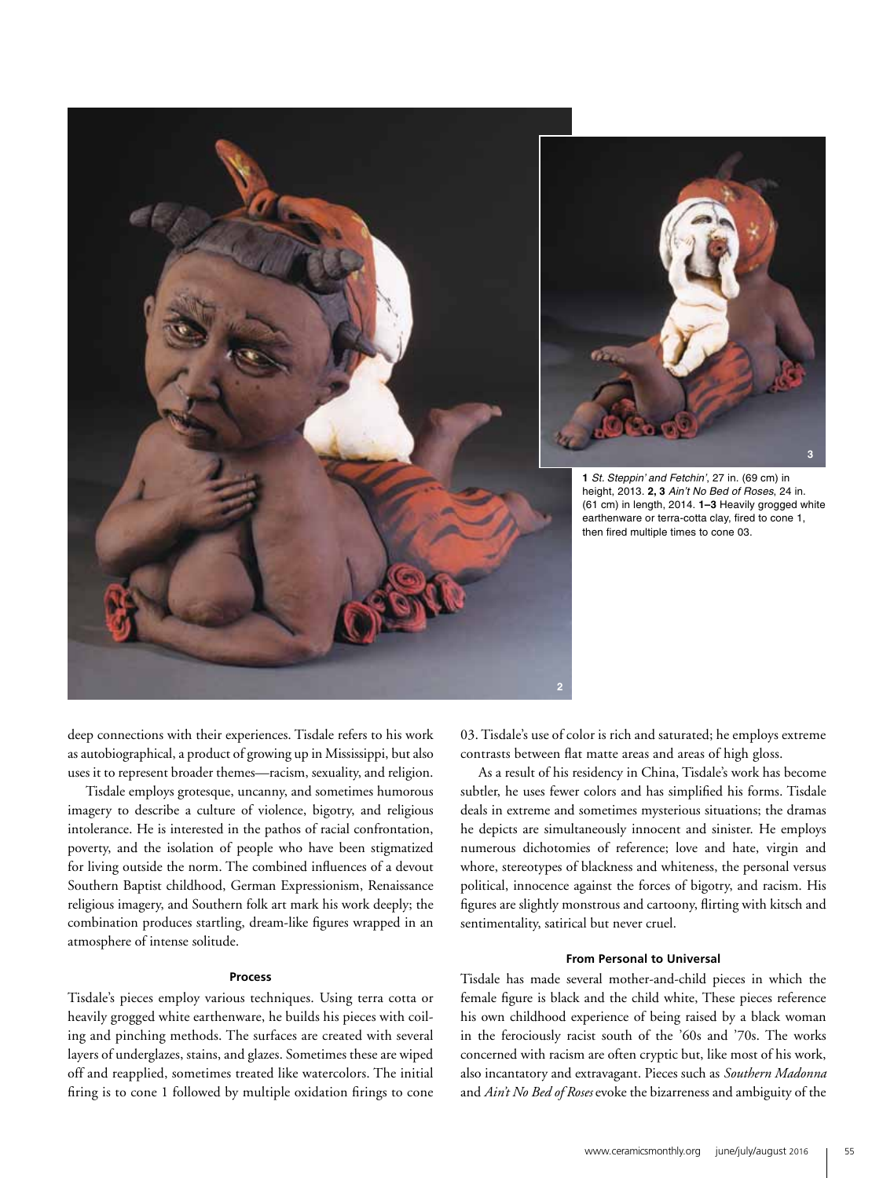**1** *St. Steppin' and Fetchin'*, 27 in. (69 cm) in height, 2013. **2, 3** *Ain't No Bed of Roses*, 24 in. (61 cm) in length, 2014. **1–3** Heavily grogged white earthenware or terra-cotta clay, fired to cone 1, then fired multiple times to cone 03.

deep connections with their experiences. Tisdale refers to his work as autobiographical, a product of growing up in Mississippi, but also uses it to represent broader themes—racism, sexuality, and religion.

Tisdale employs grotesque, uncanny, and sometimes humorous imagery to describe a culture of violence, bigotry, and religious intolerance. He is interested in the pathos of racial confrontation, poverty, and the isolation of people who have been stigmatized for living outside the norm. The combined influences of a devout Southern Baptist childhood, German Expressionism, Renaissance religious imagery, and Southern folk art mark his work deeply; the combination produces startling, dream-like figures wrapped in an atmosphere of intense solitude.

#### Process

Tisdale's pieces employ various techniques. Using terra cotta or heavily grogged white earthenware, he builds his pieces with coiling and pinching methods. The surfaces are created with several layers of underglazes, stains, and glazes. Sometimes these are wiped off and reapplied, sometimes treated like watercolors. The initial firing is to cone 1 followed by multiple oxidation firings to cone 03. Tisdale's use of color is rich and saturated; he employs extreme contrasts between flat matte areas and areas of high gloss.

As a result of his residency in China, Tisdale's work has become subtler, he uses fewer colors and has simplified his forms. Tisdale deals in extreme and sometimes mysterious situations; the dramas he depicts are simultaneously innocent and sinister. He employs numerous dichotomies of reference; love and hate, virgin and whore, stereotypes of blackness and whiteness, the personal versus political, innocence against the forces of bigotry, and racism. His figures are slightly monstrous and cartoony, flirting with kitsch and sentimentality, satirical but never cruel.

#### From Personal to Universal

Tisdale has made several mother-and-child pieces in which the female figure is black and the child white, These pieces reference his own childhood experience of being raised by a black woman in the ferociously racist south of the '60s and '70s. The works concerned with racism are often cryptic but, like most of his work, also incantatory and extravagant. Pieces such as *Southern Madonna* and *Ain't No Bed of Roses* evoke the bizarreness and ambiguity of the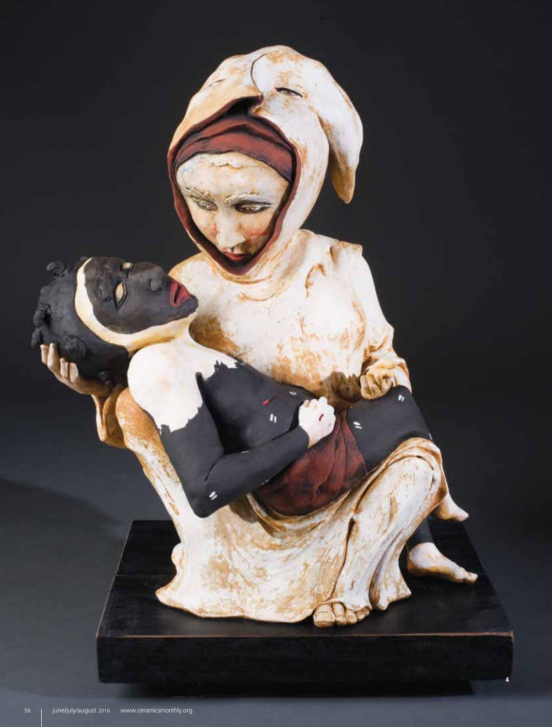4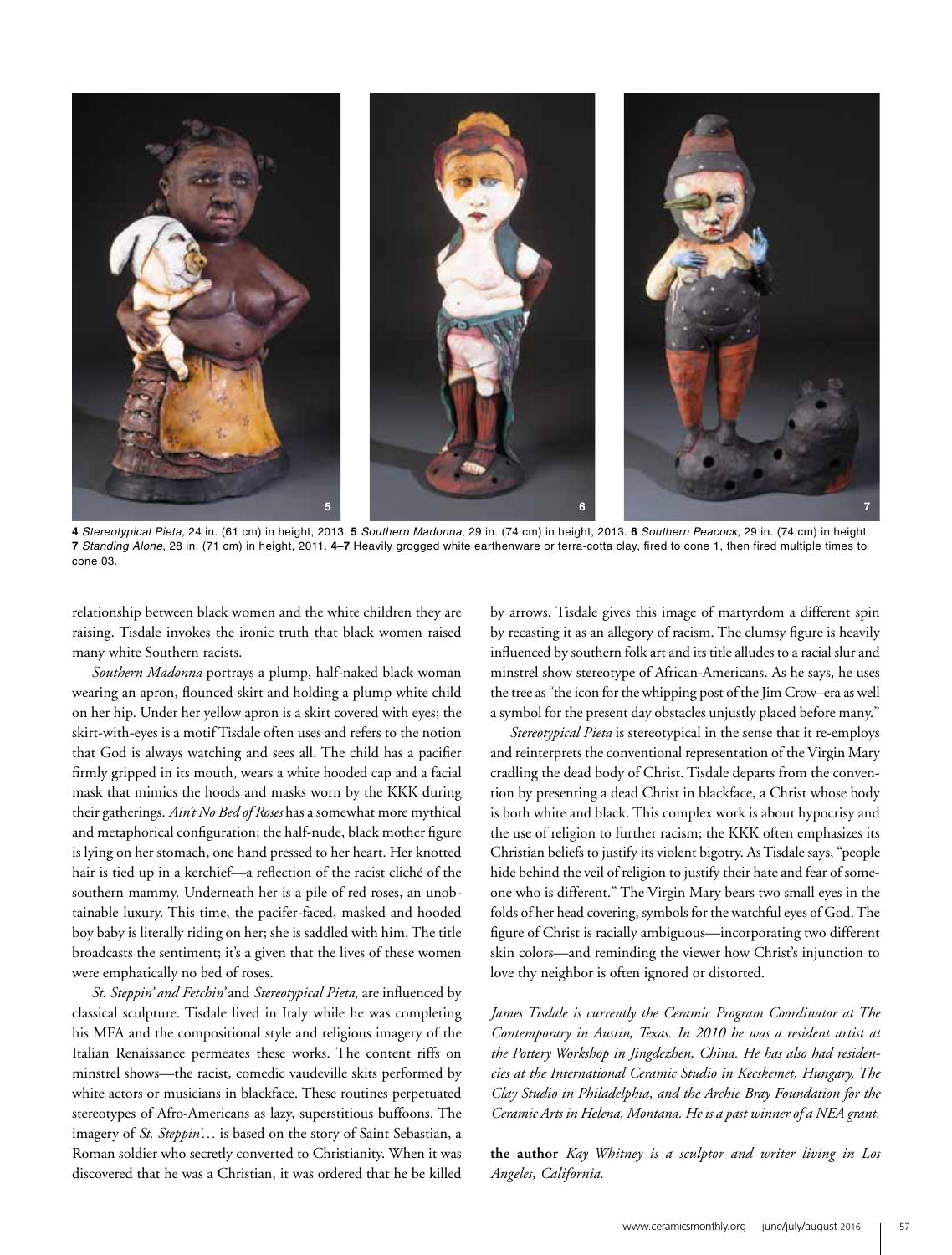**4** *Stereotypical Pieta*, 24 in. (61 cm) in height, 2013. **5** *Southern Madonna*, 29 in. (74 cm) in height, 2013. **6** *Southern Peacock*, 29 in. (74 cm) in height. **7** *Standing Alone*, 28 in. (71 cm) in height, 2011. **4–7** Heavily grogged white earthenware or terra-cotta clay, fired to cone 1, then fired multiple times to cone 03.

relationship between black women and the white children they are raising. Tisdale invokes the ironic truth that black women raised many white Southern racists.

*Southern Madonna* portrays a plump, half-naked black woman wearing an apron, flounced skirt and holding a plump white child on her hip. Under her yellow apron is a skirt covered with eyes; the skirt-with-eyes is a motif Tisdale often uses and refers to the notion that God is always watching and sees all. The child has a pacifier firmly gripped in its mouth, wears a white hooded cap and a facial mask that mimics the hoods and masks worn by the KKK during their gatherings. *Ain't No Bed of Roses* has a somewhat more mythical and metaphorical configuration; the half-nude, black mother figure is lying on her stomach, one hand pressed to her heart. Her knotted hair is tied up in a kerchief—a reflection of the racist cliché of the southern mammy. Underneath her is a pile of red roses, an unobtainable luxury. This time, the pacifer-faced, masked and hooded boy baby is literally riding on her; she is saddled with him. The title broadcasts the sentiment; it's a given that the lives of these women were emphatically no bed of roses.

*St. Steppin' and Fetchin'* and *Stereotypical Pieta*, are influenced by classical sculpture. Tisdale lived in Italy while he was completing his MFA and the compositional style and religious imagery of the Italian Renaissance permeates these works. The content riffs on minstrel shows—the racist, comedic vaudeville skits performed by white actors or musicians in blackface. These routines perpetuated stereotypes of Afro-Americans as lazy, superstitious buffoons. The imagery of *St. Steppin'…* is based on the story of Saint Sebastian, a Roman soldier who secretly converted to Christianity. When it was discovered that he was a Christian, it was ordered that he be killed by arrows. Tisdale gives this image of martyrdom a different spin by recasting it as an allegory of racism. The clumsy figure is heavily influenced by southern folk art and its title alludes to a racial slur and minstrel show stereotype of African-Americans. As he says, he uses the tree as "the icon for the whipping post of the Jim Crow–era as well a symbol for the present day obstacles unjustly placed before many."

*Stereotypical Pieta* is stereotypical in the sense that it re-employs and reinterprets the conventional representation of the Virgin Mary cradling the dead body of Christ. Tisdale departs from the convention by presenting a dead Christ in blackface, a Christ whose body is both white and black. This complex work is about hypocrisy and the use of religion to further racism; the KKK often emphasizes its Christian beliefs to justify its violent bigotry. As Tisdale says, "people hide behind the veil of religion to justify their hate and fear of someone who is different." The Virgin Mary bears two small eyes in the folds of her head covering, symbols for the watchful eyes of God. The figure of Christ is racially ambiguous—incorporating two different skin colors—and reminding the viewer how Christ's injunction to love thy neighbor is often ignored or distorted.

*James Tisdale is currently the Ceramic Program Coordinator at The Contemporary in Austin, Texas. In 2010 he was a resident artist at the Pottery Workshop in Jingdezhen, China. He has also had residencies at the International Ceramic Studio in Kecskemet, Hungary, The Clay Studio in Philadelphia, and the Archie Bray Foundation for the Ceramic Arts in Helena, Montana. He is a past winner of a NEA grant.*

**the author** *Kay Whitney is a sculptor and writer living in Los Angeles, California.*